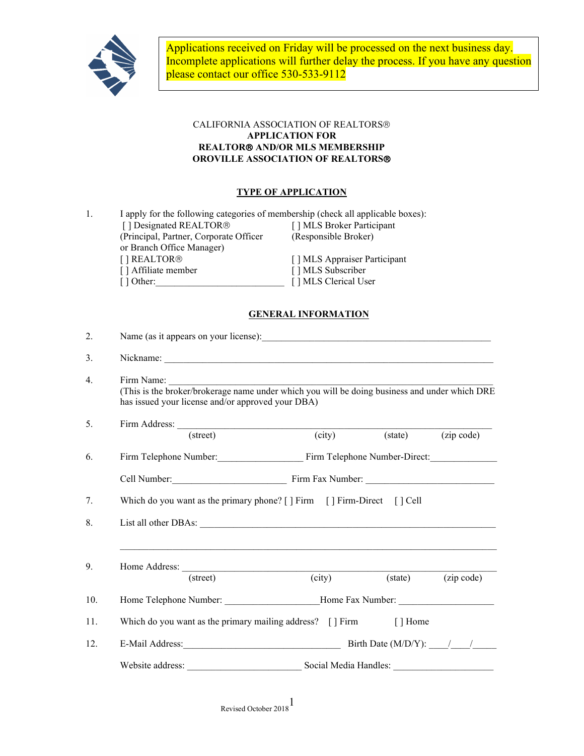Applications received on Friday will be processed on the next business day. Incomplete applications will further delay the process. If you have any question please contact our office 530-533-9112

CALIFORNIA ASSOCIATION OF REALTORS®
**APPLICATION FOR**
**REALTOR® AND/OR MLS MEMBERSHIP**
**OROVILLE ASSOCIATION OF REALTORS®**

## TYPE OF APPLICATION

1. I apply for the following categories of membership (check all applicable boxes):

   [ ] Designated REALTOR® (Principal, Partner, Corporate Officer or Branch Office Manager)
   [ ] REALTOR®
   [ ] Affiliate member
   [ ] Other:___________________________
   [ ] MLS Broker Participant (Responsible Broker)
   [ ] MLS Appraiser Participant
   [ ] MLS Subscriber
   [ ] MLS Clerical User

## GENERAL INFORMATION

2. Name (as it appears on your license):_______________________________________________

3. Nickname: _____________________________________________________________________

4. Firm Name: ____________________________________________________________________
   (This is the broker/brokerage name under which you will be doing business and under which DRE has issued your license and/or approved your DBA)

5. Firm Address: __________________________________________________________________
   (street) (city) (state) (zip code)

6. Firm Telephone Number:_________________ Firm Telephone Number-Direct:______________

   Cell Number:_______________________ Firm Fax Number: __________________________

7. Which do you want as the primary phone? [ ] Firm [ ] Firm-Direct [ ] Cell

8. List all other DBAs: _______________________________________________________________

   __________________________________________________________________________________

9. Home Address: ________________________________________________________________
   (street) (city) (state) (zip code)

10. Home Telephone Number: ___________________Home Fax Number: ___________________

11. Which do you want as the primary mailing address? [ ] Firm [ ] Home

12. E-Mail Address:_________________________________ Birth Date (M/D/Y): ____/____/_____

    Website address: _______________________ Social Media Handles: _____________________

Revised October 2018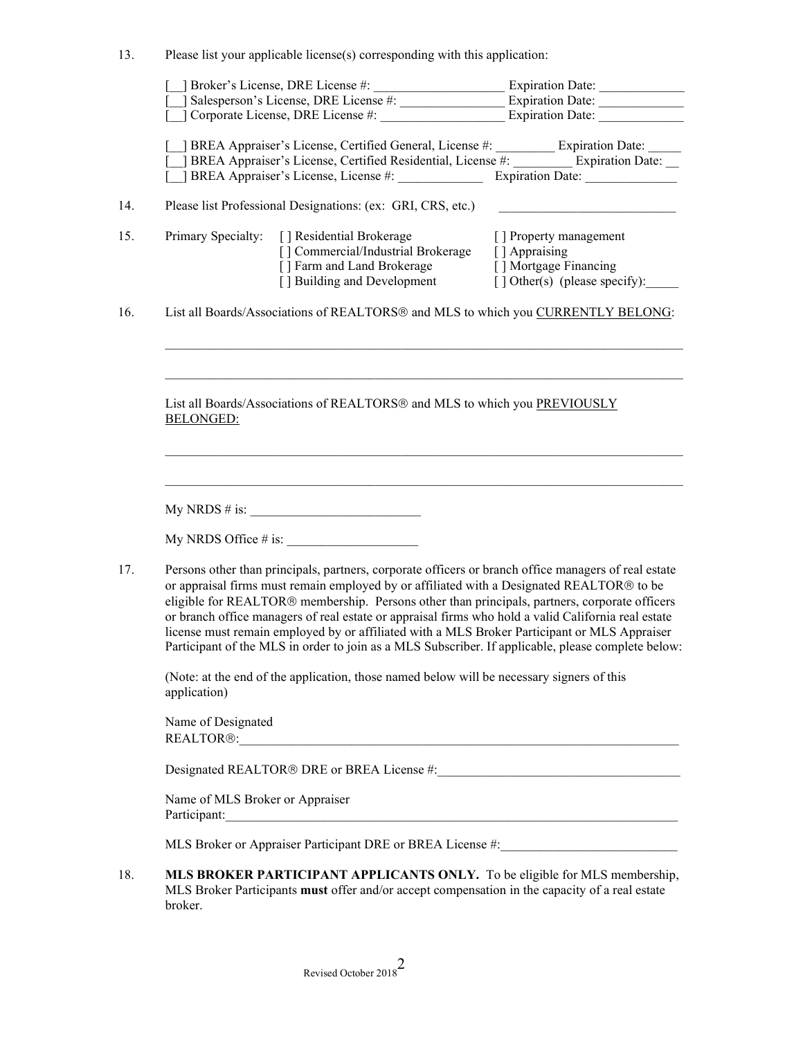13. Please list your applicable license(s) corresponding with this application:

[__] Broker's License, DRE License #: ____________________ Expiration Date: _____________
[__] Salesperson's License, DRE License #: ________________ Expiration Date: _____________
[__] Corporate License, DRE License #: ___________________ Expiration Date: _____________

[__] BREA Appraiser's License, Certified General, License #: _________ Expiration Date: _____
[__] BREA Appraiser's License, Certified Residential, License #: _________ Expiration Date: __
[__] BREA Appraiser's License, License #: _____________ Expiration Date: ______________

14. Please list Professional Designations: (ex: GRI, CRS, etc.) ___________________________

15. Primary Specialty:
    - [ ] Residential Brokerage
    - [ ] Commercial/Industrial Brokerage
    - [ ] Farm and Land Brokerage
    - [ ] Building and Development
    - [ ] Property management
    - [ ] Appraising
    - [ ] Mortgage Financing
    - [ ] Other(s) (please specify):_____

16. List all Boards/Associations of REALTORS® and MLS to which you <u>CURRENTLY BELONG</u>:

_______________________________________________________________________________

_______________________________________________________________________________

List all Boards/Associations of REALTORS® and MLS to which you <u>PREVIOUSLY BELONGED:</u>

_______________________________________________________________________________

_______________________________________________________________________________

My NRDS # is: ___________________________

My NRDS Office # is: _____________________

17. Persons other than principals, partners, corporate officers or branch office managers of real estate or appraisal firms must remain employed by or affiliated with a Designated REALTOR® to be eligible for REALTOR® membership. Persons other than principals, partners, corporate officers or branch office managers of real estate or appraisal firms who hold a valid California real estate license must remain employed by or affiliated with a MLS Broker Participant or MLS Appraiser Participant of the MLS in order to join as a MLS Subscriber. If applicable, please complete below:

(Note: at the end of the application, those named below will be necessary signers of this application)

Name of Designated REALTOR®:_______________________________________________________________________

Designated REALTOR® DRE or BREA License #:______________________________________

Name of MLS Broker or Appraiser Participant:___________________________________________________________________________

MLS Broker or Appraiser Participant DRE or BREA License #:___________________________

18. **MLS BROKER PARTICIPANT APPLICANTS ONLY.** To be eligible for MLS membership, MLS Broker Participants **must** offer and/or accept compensation in the capacity of a real estate broker.

Revised October 2018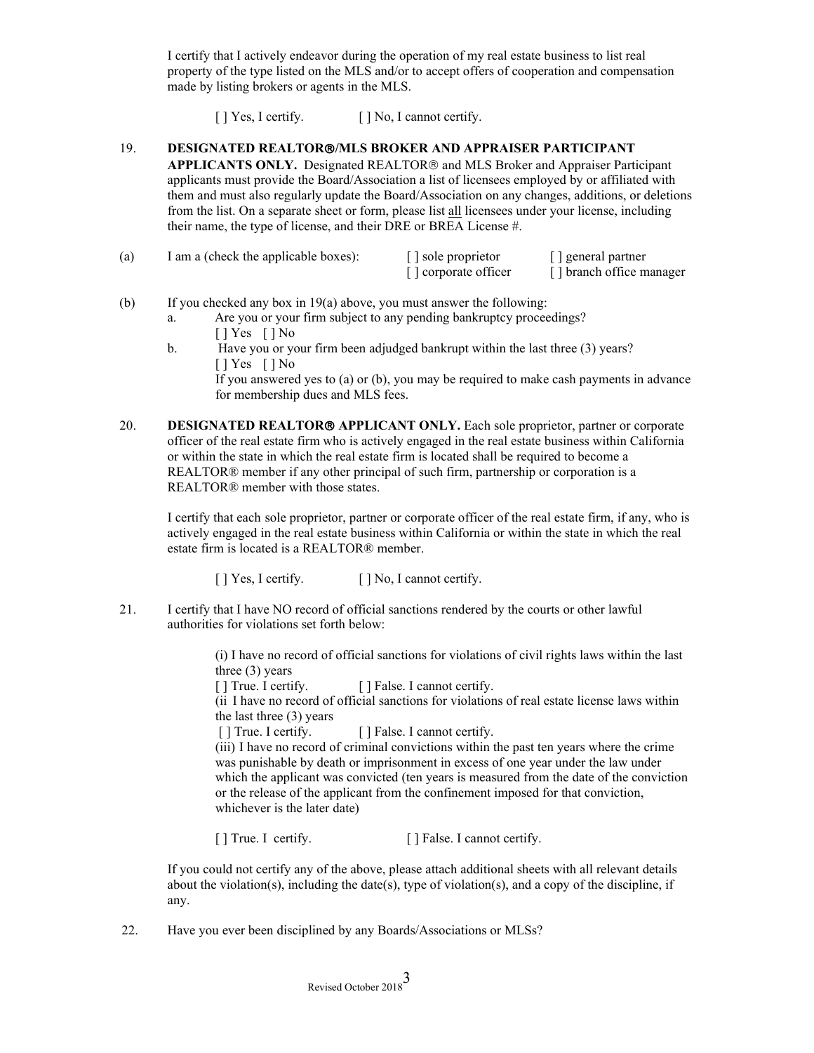I certify that I actively endeavor during the operation of my real estate business to list real property of the type listed on the MLS and/or to accept offers of cooperation and compensation made by listing brokers or agents in the MLS.

[ ] Yes, I certify.  [ ] No, I cannot certify.

19. **DESIGNATED REALTOR®/MLS BROKER AND APPRAISER PARTICIPANT APPLICANTS ONLY.** Designated REALTOR® and MLS Broker and Appraiser Participant applicants must provide the Board/Association a list of licensees employed by or affiliated with them and must also regularly update the Board/Association on any changes, additions, or deletions from the list. On a separate sheet or form, please list <u>all</u> licensees under your license, including their name, the type of license, and their DRE or BREA License #.

(a) I am a (check the applicable boxes): [ ] sole proprietor  [ ] general partner  [ ] corporate officer  [ ] branch office manager

(b) If you checked any box in 19(a) above, you must answer the following:

a. Are you or your firm subject to any pending bankruptcy proceedings?
[ ] Yes  [ ] No

b. Have you or your firm been adjudged bankrupt within the last three (3) years?
[ ] Yes  [ ] No
If you answered yes to (a) or (b), you may be required to make cash payments in advance for membership dues and MLS fees.

20. **DESIGNATED REALTOR® APPLICANT ONLY.** Each sole proprietor, partner or corporate officer of the real estate firm who is actively engaged in the real estate business within California or within the state in which the real estate firm is located shall be required to become a REALTOR® member if any other principal of such firm, partnership or corporation is a REALTOR® member with those states.

I certify that each sole proprietor, partner or corporate officer of the real estate firm, if any, who is actively engaged in the real estate business within California or within the state in which the real estate firm is located is a REALTOR® member.

[ ] Yes, I certify.  [ ] No, I cannot certify.

21. I certify that I have NO record of official sanctions rendered by the courts or other lawful authorities for violations set forth below:

(i) I have no record of official sanctions for violations of civil rights laws within the last three (3) years
[ ] True. I certify.  [ ] False. I cannot certify.
(ii I have no record of official sanctions for violations of real estate license laws within the last three (3) years
[ ] True. I certify.  [ ] False. I cannot certify.
(iii) I have no record of criminal convictions within the past ten years where the crime was punishable by death or imprisonment in excess of one year under the law under which the applicant was convicted (ten years is measured from the date of the conviction or the release of the applicant from the confinement imposed for that conviction, whichever is the later date)

[ ] True. I certify.  [ ] False. I cannot certify.

If you could not certify any of the above, please attach additional sheets with all relevant details about the violation(s), including the date(s), type of violation(s), and a copy of the discipline, if any.

22. Have you ever been disciplined by any Boards/Associations or MLSs?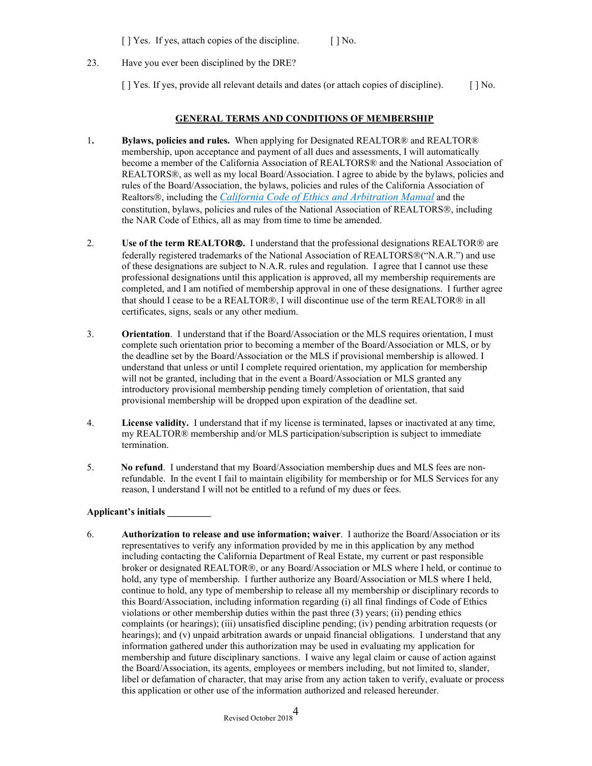[ ] Yes. If yes, attach copies of the discipline. [ ] No.

23. Have you ever been disciplined by the DRE?

[ ] Yes. If yes, provide all relevant details and dates (or attach copies of discipline). [ ] No.

## GENERAL TERMS AND CONDITIONS OF MEMBERSHIP

1. **Bylaws, policies and rules.** When applying for Designated REALTOR® and REALTOR® membership, upon acceptance and payment of all dues and assessments, I will automatically become a member of the California Association of REALTORS® and the National Association of REALTORS®, as well as my local Board/Association. I agree to abide by the bylaws, policies and rules of the Board/Association, the bylaws, policies and rules of the California Association of Realtors®, including the *California Code of Ethics and Arbitration Manual* and the constitution, bylaws, policies and rules of the National Association of REALTORS®, including the NAR Code of Ethics, all as may from time to time be amended.

2. **Use of the term REALTOR®.** I understand that the professional designations REALTOR® are federally registered trademarks of the National Association of REALTORS®("N.A.R.") and use of these designations are subject to N.A.R. rules and regulation. I agree that I cannot use these professional designations until this application is approved, all my membership requirements are completed, and I am notified of membership approval in one of these designations. I further agree that should I cease to be a REALTOR®, I will discontinue use of the term REALTOR® in all certificates, signs, seals or any other medium.

3. **Orientation**. I understand that if the Board/Association or the MLS requires orientation, I must complete such orientation prior to becoming a member of the Board/Association or MLS, or by the deadline set by the Board/Association or the MLS if provisional membership is allowed. I understand that unless or until I complete required orientation, my application for membership will not be granted, including that in the event a Board/Association or MLS granted any introductory provisional membership pending timely completion of orientation, that said provisional membership will be dropped upon expiration of the deadline set.

4. **License validity.** I understand that if my license is terminated, lapses or inactivated at any time, my REALTOR® membership and/or MLS participation/subscription is subject to immediate termination.

5. **No refund**. I understand that my Board/Association membership dues and MLS fees are non-refundable. In the event I fail to maintain eligibility for membership or for MLS Services for any reason, I understand I will not be entitled to a refund of my dues or fees.

**Applicant's initials _________**

6. **Authorization to release and use information; waiver**. I authorize the Board/Association or its representatives to verify any information provided by me in this application by any method including contacting the California Department of Real Estate, my current or past responsible broker or designated REALTOR®, or any Board/Association or MLS where I held, or continue to hold, any type of membership. I further authorize any Board/Association or MLS where I held, continue to hold, any type of membership to release all my membership or disciplinary records to this Board/Association, including information regarding (i) all final findings of Code of Ethics violations or other membership duties within the past three (3) years; (ii) pending ethics complaints (or hearings); (iii) unsatisfied discipline pending; (iv) pending arbitration requests (or hearings); and (v) unpaid arbitration awards or unpaid financial obligations. I understand that any information gathered under this authorization may be used in evaluating my application for membership and future disciplinary sanctions. I waive any legal claim or cause of action against the Board/Association, its agents, employees or members including, but not limited to, slander, libel or defamation of character, that may arise from any action taken to verify, evaluate or process this application or other use of the information authorized and released hereunder.

Revised October 2018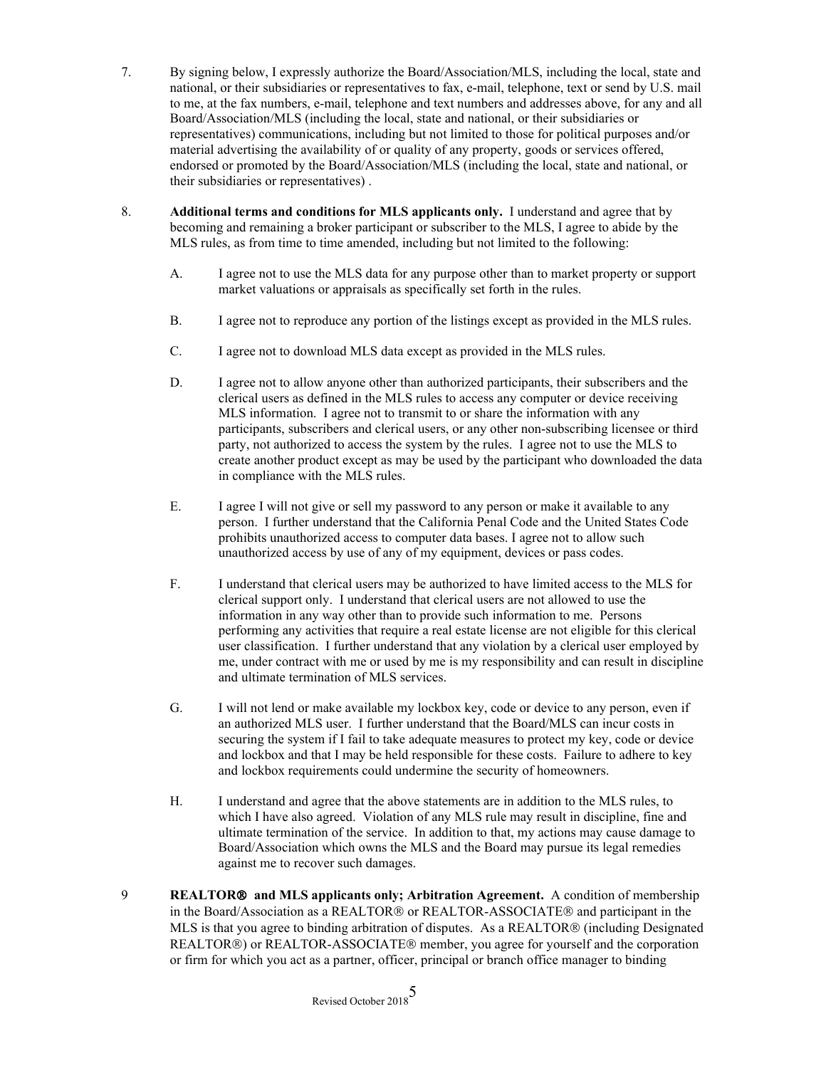7. By signing below, I expressly authorize the Board/Association/MLS, including the local, state and national, or their subsidiaries or representatives to fax, e-mail, telephone, text or send by U.S. mail to me, at the fax numbers, e-mail, telephone and text numbers and addresses above, for any and all Board/Association/MLS (including the local, state and national, or their subsidiaries or representatives) communications, including but not limited to those for political purposes and/or material advertising the availability of or quality of any property, goods or services offered, endorsed or promoted by the Board/Association/MLS (including the local, state and national, or their subsidiaries or representatives) .

8. **Additional terms and conditions for MLS applicants only.** I understand and agree that by becoming and remaining a broker participant or subscriber to the MLS, I agree to abide by the MLS rules, as from time to time amended, including but not limited to the following:

   A. I agree not to use the MLS data for any purpose other than to market property or support market valuations or appraisals as specifically set forth in the rules.

   B. I agree not to reproduce any portion of the listings except as provided in the MLS rules.

   C. I agree not to download MLS data except as provided in the MLS rules.

   D. I agree not to allow anyone other than authorized participants, their subscribers and the clerical users as defined in the MLS rules to access any computer or device receiving MLS information. I agree not to transmit to or share the information with any participants, subscribers and clerical users, or any other non-subscribing licensee or third party, not authorized to access the system by the rules. I agree not to use the MLS to create another product except as may be used by the participant who downloaded the data in compliance with the MLS rules.

   E. I agree I will not give or sell my password to any person or make it available to any person. I further understand that the California Penal Code and the United States Code prohibits unauthorized access to computer data bases. I agree not to allow such unauthorized access by use of any of my equipment, devices or pass codes.

   F. I understand that clerical users may be authorized to have limited access to the MLS for clerical support only. I understand that clerical users are not allowed to use the information in any way other than to provide such information to me. Persons performing any activities that require a real estate license are not eligible for this clerical user classification. I further understand that any violation by a clerical user employed by me, under contract with me or used by me is my responsibility and can result in discipline and ultimate termination of MLS services.

   G. I will not lend or make available my lockbox key, code or device to any person, even if an authorized MLS user. I further understand that the Board/MLS can incur costs in securing the system if I fail to take adequate measures to protect my key, code or device and lockbox and that I may be held responsible for these costs. Failure to adhere to key and lockbox requirements could undermine the security of homeowners.

   H. I understand and agree that the above statements are in addition to the MLS rules, to which I have also agreed. Violation of any MLS rule may result in discipline, fine and ultimate termination of the service. In addition to that, my actions may cause damage to Board/Association which owns the MLS and the Board may pursue its legal remedies against me to recover such damages.

9 **REALTOR® and MLS applicants only; Arbitration Agreement.** A condition of membership in the Board/Association as a REALTOR® or REALTOR-ASSOCIATE® and participant in the MLS is that you agree to binding arbitration of disputes. As a REALTOR® (including Designated REALTOR®) or REALTOR-ASSOCIATE® member, you agree for yourself and the corporation or firm for which you act as a partner, officer, principal or branch office manager to binding

Revised October 2018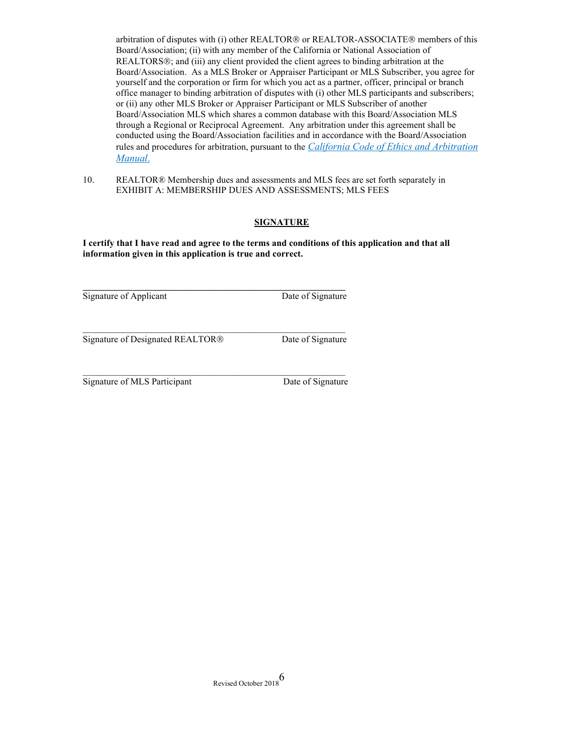arbitration of disputes with (i) other REALTOR® or REALTOR-ASSOCIATE® members of this Board/Association; (ii) with any member of the California or National Association of REALTORS®; and (iii) any client provided the client agrees to binding arbitration at the Board/Association. As a MLS Broker or Appraiser Participant or MLS Subscriber, you agree for yourself and the corporation or firm for which you act as a partner, officer, principal or branch office manager to binding arbitration of disputes with (i) other MLS participants and subscribers; or (ii) any other MLS Broker or Appraiser Participant or MLS Subscriber of another Board/Association MLS which shares a common database with this Board/Association MLS through a Regional or Reciprocal Agreement. Any arbitration under this agreement shall be conducted using the Board/Association facilities and in accordance with the Board/Association rules and procedures for arbitration, pursuant to the *California Code of Ethics and Arbitration Manual.*

10. REALTOR® Membership dues and assessments and MLS fees are set forth separately in EXHIBIT A: MEMBERSHIP DUES AND ASSESSMENTS; MLS FEES

## SIGNATURE

**I certify that I have read and agree to the terms and conditions of this application and that all information given in this application is true and correct.**

\_\_\_\_\_\_\_\_\_\_\_\_\_\_\_\_\_\_\_\_\_\_\_\_\_\_\_\_\_\_\_\_\_\_\_\_\_\_\_\_\_\_\_\_\_\_\_\_\_\_\_\_\_\_\_\_\_\_\_\_

Signature of Applicant                                        Date of Signature

\_\_\_\_\_\_\_\_\_\_\_\_\_\_\_\_\_\_\_\_\_\_\_\_\_\_\_\_\_\_\_\_\_\_\_\_\_\_\_\_\_\_\_\_\_\_\_\_\_\_\_\_\_\_\_\_\_\_\_\_

Signature of Designated REALTOR®                              Date of Signature

\_\_\_\_\_\_\_\_\_\_\_\_\_\_\_\_\_\_\_\_\_\_\_\_\_\_\_\_\_\_\_\_\_\_\_\_\_\_\_\_\_\_\_\_\_\_\_\_\_\_\_\_\_\_\_\_\_\_\_\_

Signature of MLS Participant                                  Date of Signature

Revised October 2018